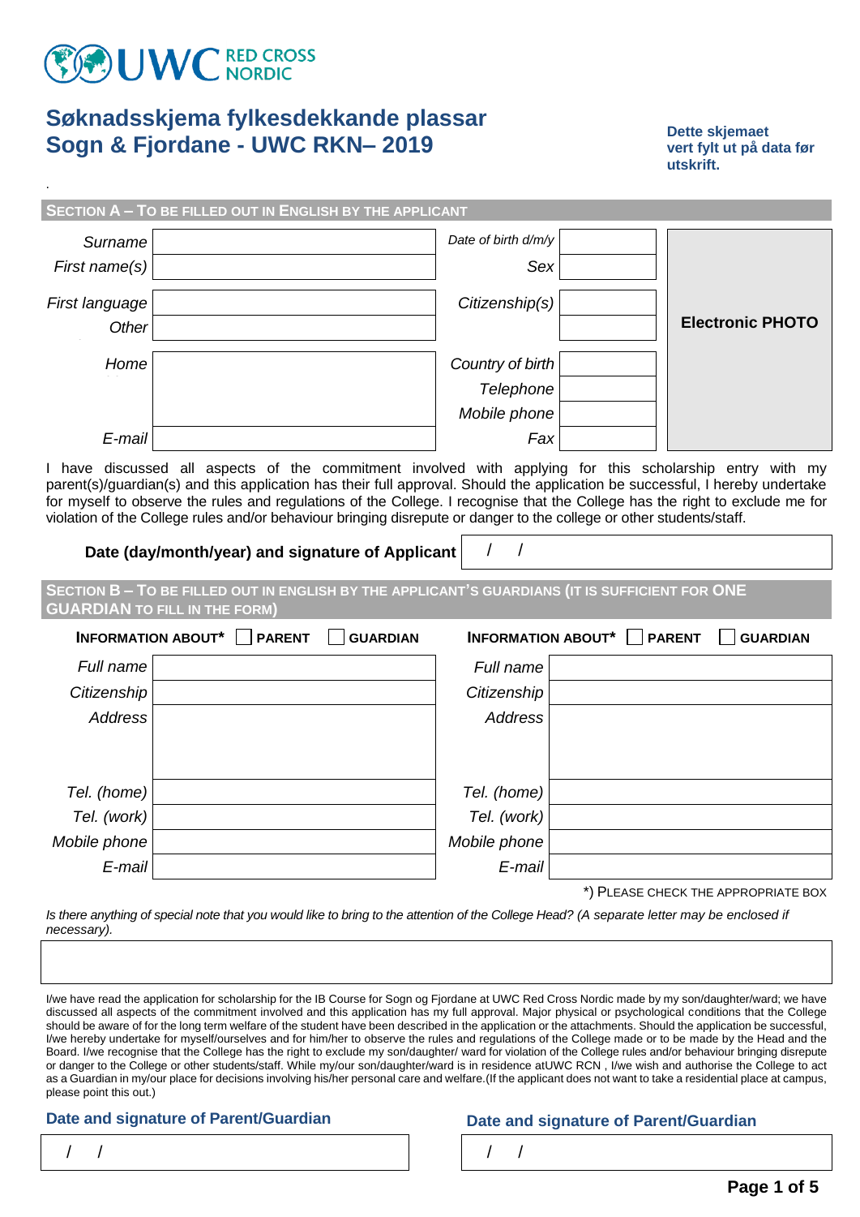UWC RED CROSS NORDIC

# Søknadsskjema fylkesdekkande plassar
# Sogn & Fjordane - UWC RKN– 2019

**Dette skjemaet vert fylt ut på data før utskrift.**

## SECTION A – TO BE FILLED OUT IN ENGLISH BY THE APPLICANT

| | | | | |
|---|---|---|---|---|
| *Surname* | | *Date of birth d/m/y* | | **Electronic PHOTO** |
| *First name(s)* | | *Sex* | | |
| *First language* | | *Citizenship(s)* | | |
| *Other* | | | | |
| *Home* | | *Country of birth* | | |
| | | *Telephone* | | |
| | | *Mobile phone* | | |
| *E-mail* | | *Fax* | | |

I have discussed all aspects of the commitment involved with applying for this scholarship entry with my parent(s)/guardian(s) and this application has their full approval. Should the application be successful, I hereby undertake for myself to observe the rules and regulations of the College. I recognise that the College has the right to exclude me for violation of the College rules and/or behaviour bringing disrepute or danger to the college or other students/staff.

**Date (day/month/year) and signature of Applicant** / /

## SECTION B – TO BE FILLED OUT IN ENGLISH BY THE APPLICANT'S GUARDIANS (IT IS SUFFICIENT FOR ONE GUARDIAN TO FILL IN THE FORM)

| **INFORMATION ABOUT*** ☐ **PARENT** ☐ **GUARDIAN** | | **INFORMATION ABOUT*** ☐ **PARENT** ☐ **GUARDIAN** | |
|---|---|---|---|
| *Full name* | | *Full name* | |
| *Citizenship* | | *Citizenship* | |
| *Address* | | *Address* | |
| *Tel. (home)* | | *Tel. (home)* | |
| *Tel. (work)* | | *Tel. (work)* | |
| *Mobile phone* | | *Mobile phone* | |
| *E-mail* | | *E-mail* | |

*) PLEASE CHECK THE APPROPRIATE BOX

*Is there anything of special note that you would like to bring to the attention of the College Head? (A separate letter may be enclosed if necessary).*

I/we have read the application for scholarship for the IB Course for Sogn og Fjordane at UWC Red Cross Nordic made by my son/daughter/ward; we have discussed all aspects of the commitment involved and this application has my full approval. Major physical or psychological conditions that the College should be aware of for the long term welfare of the student have been described in the application or the attachments. Should the application be successful, I/we hereby undertake for myself/ourselves and for him/her to observe the rules and regulations of the College made or to be made by the Head and the Board. I/we recognise that the College has the right to exclude my son/daughter/ ward for violation of the College rules and/or behaviour bringing disrepute or danger to the College or other students/staff. While my/our son/daughter/ward is in residence atUWC RCN , I/we wish and authorise the College to act as a Guardian in my/our place for decisions involving his/her personal care and welfare.(If the applicant does not want to take a residential place at campus, please point this out.)

**Date and signature of Parent/Guardian** / /

**Date and signature of Parent/Guardian** / /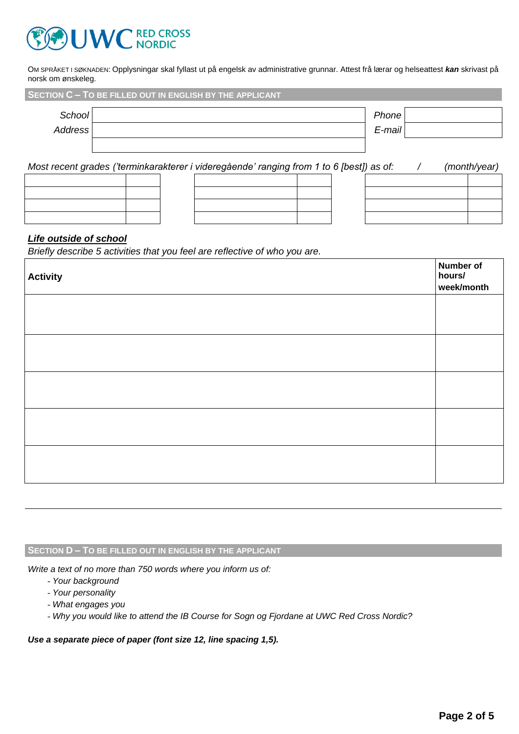UWC RED CROSS NORDIC

OM SPRÅKET I SØKNADEN: Opplysningar skal fyllast ut på engelsk av administrative grunnar. Attest frå lærar og helseattest ***kan*** skrivast på norsk om ønskeleg.

## SECTION C – TO BE FILLED OUT IN ENGLISH BY THE APPLICANT

| | | | |
|---|---|---|---|
| *School* | | *Phone* | |
| *Address* | | *E-mail* | |
| | | | |

*Most recent grades ('terminkarakterer i videregående' ranging from 1 to 6 [best]) as of:  /  (month/year)*

| | | | | | | | |
|---|---|---|---|---|---|---|---|
| | | | | | | | |
| | | | | | | | |
| | | | | | | | |
| | | | | | | | |

### ***Life outside of school***

*Briefly describe 5 activities that you feel are reflective of who you are.*

| **Activity** | **Number of hours/ week/month** |
|---|---|
| | |
| | |
| | |
| | |
| | |

## SECTION D – TO BE FILLED OUT IN ENGLISH BY THE APPLICANT

*Write a text of no more than 750 words where you inform us of:*

- *Your background*
- *Your personality*
- *What engages you*
- *Why you would like to attend the IB Course for Sogn og Fjordane at UWC Red Cross Nordic?*

***Use a separate piece of paper (font size 12, line spacing 1,5).***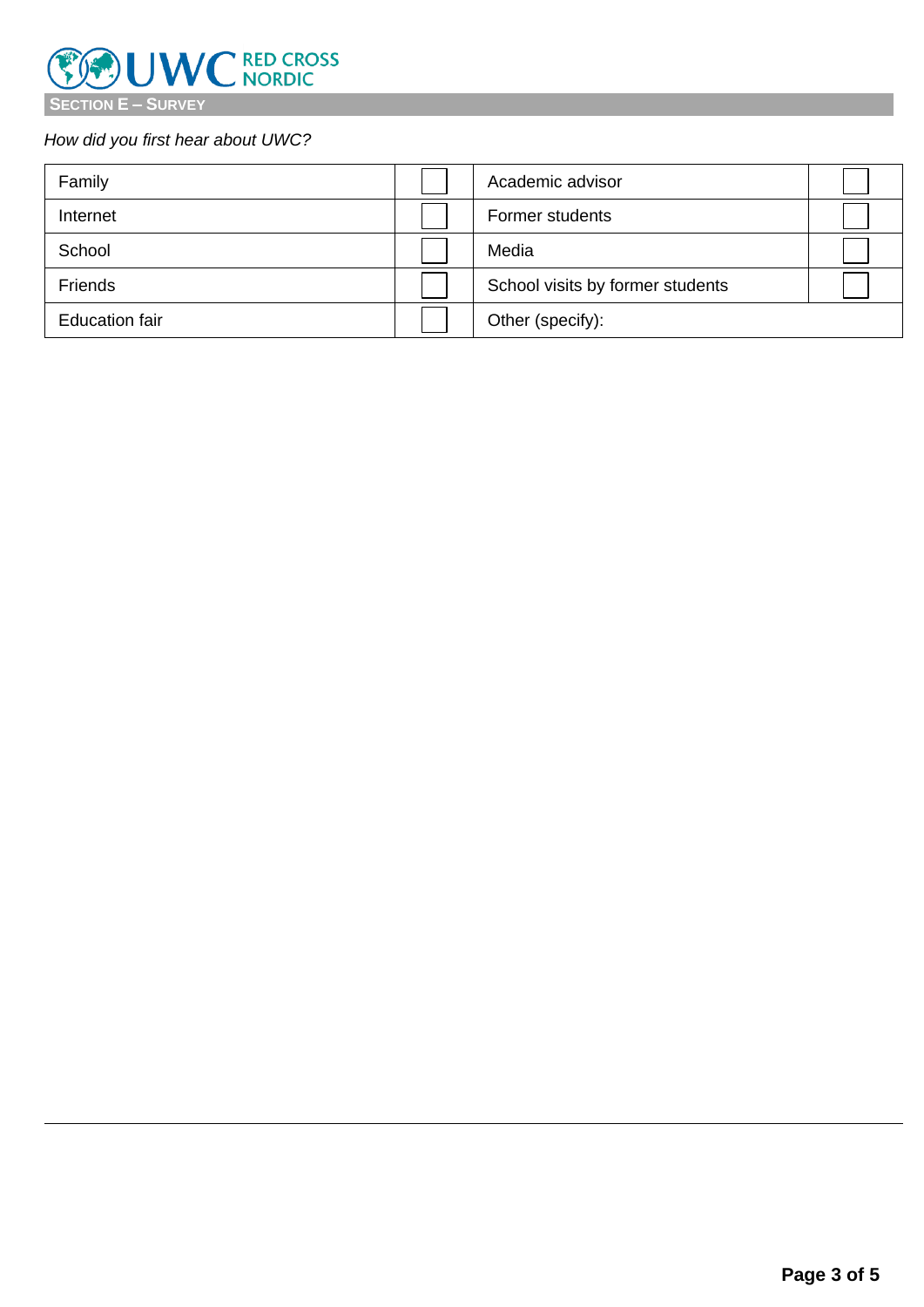## SECTION E – SURVEY

*How did you first hear about UWC?*

| | | | |
|---|---|---|---|
| Family | ☐ | Academic advisor | ☐ |
| Internet | ☐ | Former students | ☐ |
| School | ☐ | Media | ☐ |
| Friends | ☐ | School visits by former students | ☐ |
| Education fair | ☐ | Other (specify): | |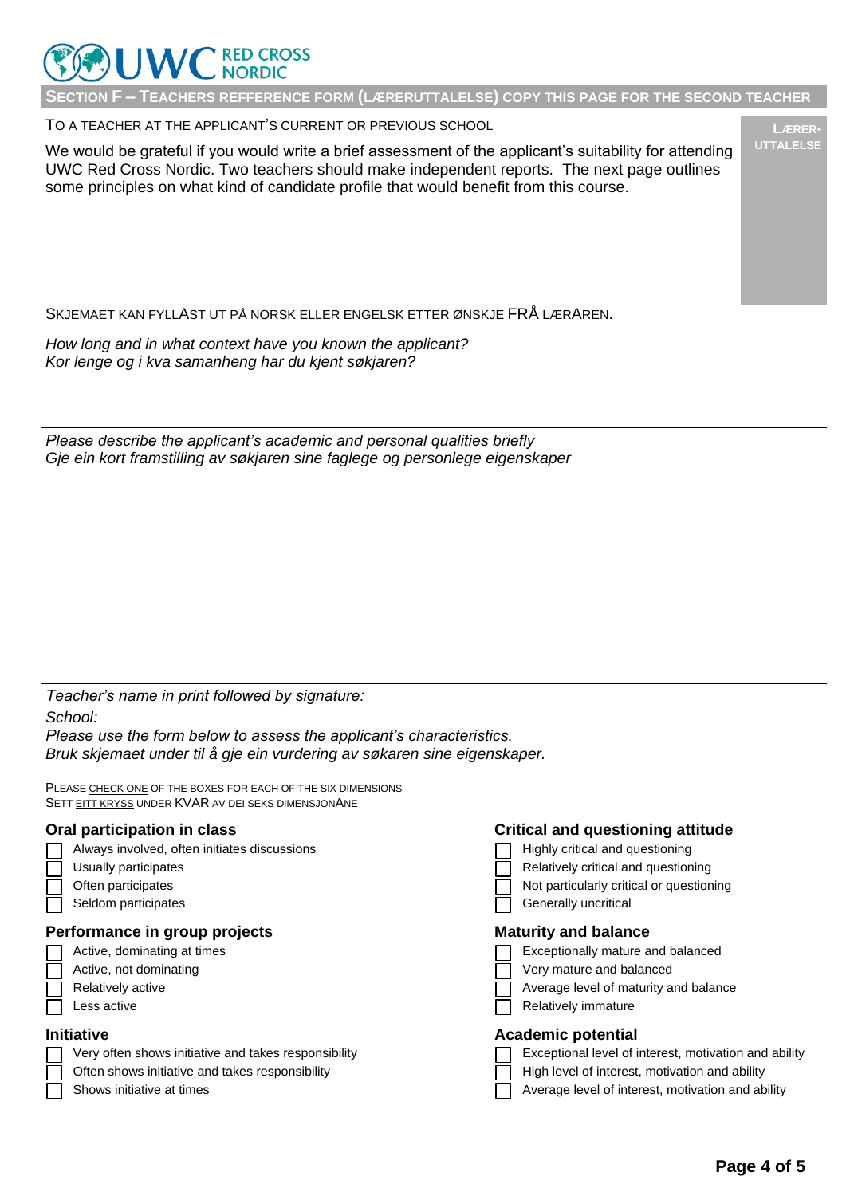UWC RED CROSS NORDIC

## SECTION F – TEACHERS REFFERENCE FORM (LÆRERUTTALELSE) COPY THIS PAGE FOR THE SECOND TEACHER

TO A TEACHER AT THE APPLICANT'S CURRENT OR PREVIOUS SCHOOL

**LÆRER-UTTALELSE**

We would be grateful if you would write a brief assessment of the applicant's suitability for attending UWC Red Cross Nordic. Two teachers should make independent reports. The next page outlines some principles on what kind of candidate profile that would benefit from this course.

SKJEMAET KAN FYLLAST UT PÅ NORSK ELLER ENGELSK ETTER ØNSKJE FRÅ LÆRAREN.

---

*How long and in what context have you known the applicant?*
*Kor lenge og i kva samanheng har du kjent søkjaren?*

---

*Please describe the applicant's academic and personal qualities briefly*
*Gje ein kort framstilling av søkjaren sine faglege og personlege eigenskaper*

---

*Teacher's name in print followed by signature:*

*School:*

---

*Please use the form below to assess the applicant's characteristics.*
*Bruk skjemaet under til å gje ein vurdering av søkaren sine eigenskaper.*

PLEASE CHECK ONE OF THE BOXES FOR EACH OF THE SIX DIMENSIONS
SETT EITT KRYSS UNDER KVAR AV DEI SEKS DIMENSJONANE

### Oral participation in class

- ☐ Always involved, often initiates discussions
- ☐ Usually participates
- ☐ Often participates
- ☐ Seldom participates

### Performance in group projects

- ☐ Active, dominating at times
- ☐ Active, not dominating
- ☐ Relatively active
- ☐ Less active

### Initiative

- ☐ Very often shows initiative and takes responsibility
- ☐ Often shows initiative and takes responsibility
- ☐ Shows initiative at times

### Critical and questioning attitude

- ☐ Highly critical and questioning
- ☐ Relatively critical and questioning
- ☐ Not particularly critical or questioning
- ☐ Generally uncritical

### Maturity and balance

- ☐ Exceptionally mature and balanced
- ☐ Very mature and balanced
- ☐ Average level of maturity and balance
- ☐ Relatively immature

### Academic potential

- ☐ Exceptional level of interest, motivation and ability
- ☐ High level of interest, motivation and ability
- ☐ Average level of interest, motivation and ability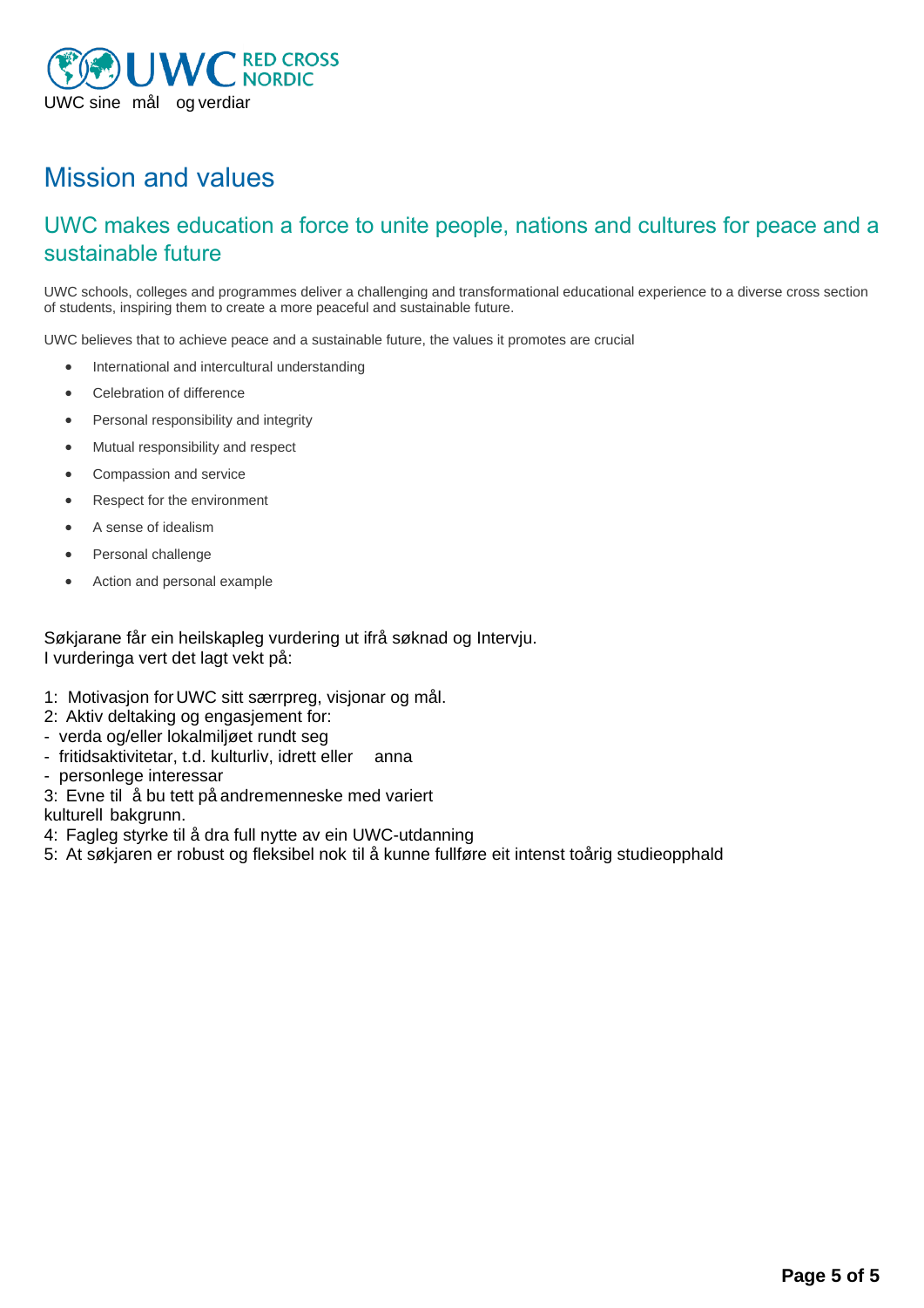UWC sine mål og verdiar

# Mission and values

## UWC makes education a force to unite people, nations and cultures for peace and a sustainable future

UWC schools, colleges and programmes deliver a challenging and transformational educational experience to a diverse cross section of students, inspiring them to create a more peaceful and sustainable future.

UWC believes that to achieve peace and a sustainable future, the values it promotes are crucial

- International and intercultural understanding
- Celebration of difference
- Personal responsibility and integrity
- Mutual responsibility and respect
- Compassion and service
- Respect for the environment
- A sense of idealism
- Personal challenge
- Action and personal example

Søkjarane får ein heilskapleg vurdering ut ifrå søknad og Intervju.
I vurderinga vert det lagt vekt på:

1: Motivasjon for UWC sitt særrpreg, visjonar og mål.
2: Aktiv deltaking og engasjement for:
- verda og/eller lokalmiljøet rundt seg
- fritidsaktivitetar, t.d. kulturliv, idrett eller anna
- personlege interessar

3: Evne til å bu tett på andremenneske med variert kulturell bakgrunn.
4: Fagleg styrke til å dra full nytte av ein UWC-utdanning
5: At søkjaren er robust og fleksibel nok til å kunne fullføre eit intenst toårig studieopphald